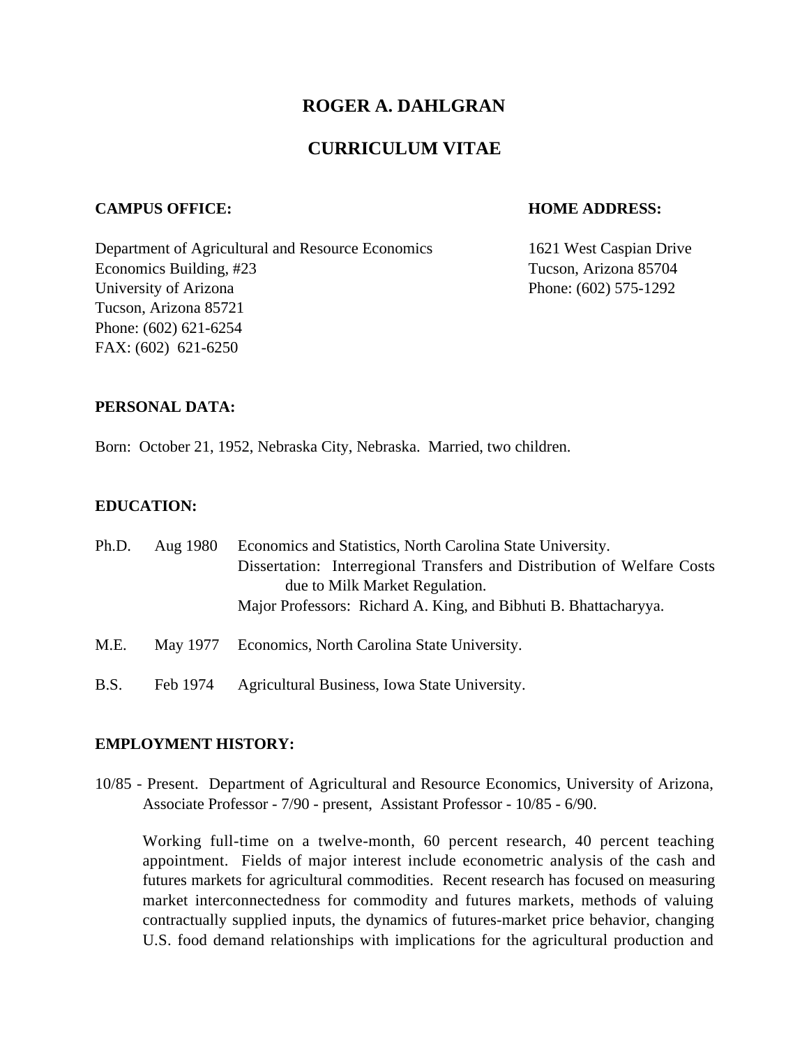# ROGER A. DAHLGRAN

# CURRICULUM VITAE

**CAMPUS OFFICE:**

Department of Agricultural and Resource Economics
Economics Building, #23
University of Arizona
Tucson, Arizona 85721
Phone: (602) 621-6254
FAX: (602) 621-6250

**HOME ADDRESS:**

1621 West Caspian Drive
Tucson, Arizona 85704
Phone: (602) 575-1292

## PERSONAL DATA:

Born: October 21, 1952, Nebraska City, Nebraska. Married, two children.

## EDUCATION:

Ph.D. Aug 1980 Economics and Statistics, North Carolina State University.
Dissertation: Interregional Transfers and Distribution of Welfare Costs due to Milk Market Regulation.
Major Professors: Richard A. King, and Bibhuti B. Bhattacharyya.

M.E. May 1977 Economics, North Carolina State University.

B.S. Feb 1974 Agricultural Business, Iowa State University.

## EMPLOYMENT HISTORY:

10/85 - Present. Department of Agricultural and Resource Economics, University of Arizona, Associate Professor - 7/90 - present, Assistant Professor - 10/85 - 6/90.

Working full-time on a twelve-month, 60 percent research, 40 percent teaching appointment. Fields of major interest include econometric analysis of the cash and futures markets for agricultural commodities. Recent research has focused on measuring market interconnectedness for commodity and futures markets, methods of valuing contractually supplied inputs, the dynamics of futures-market price behavior, changing U.S. food demand relationships with implications for the agricultural production and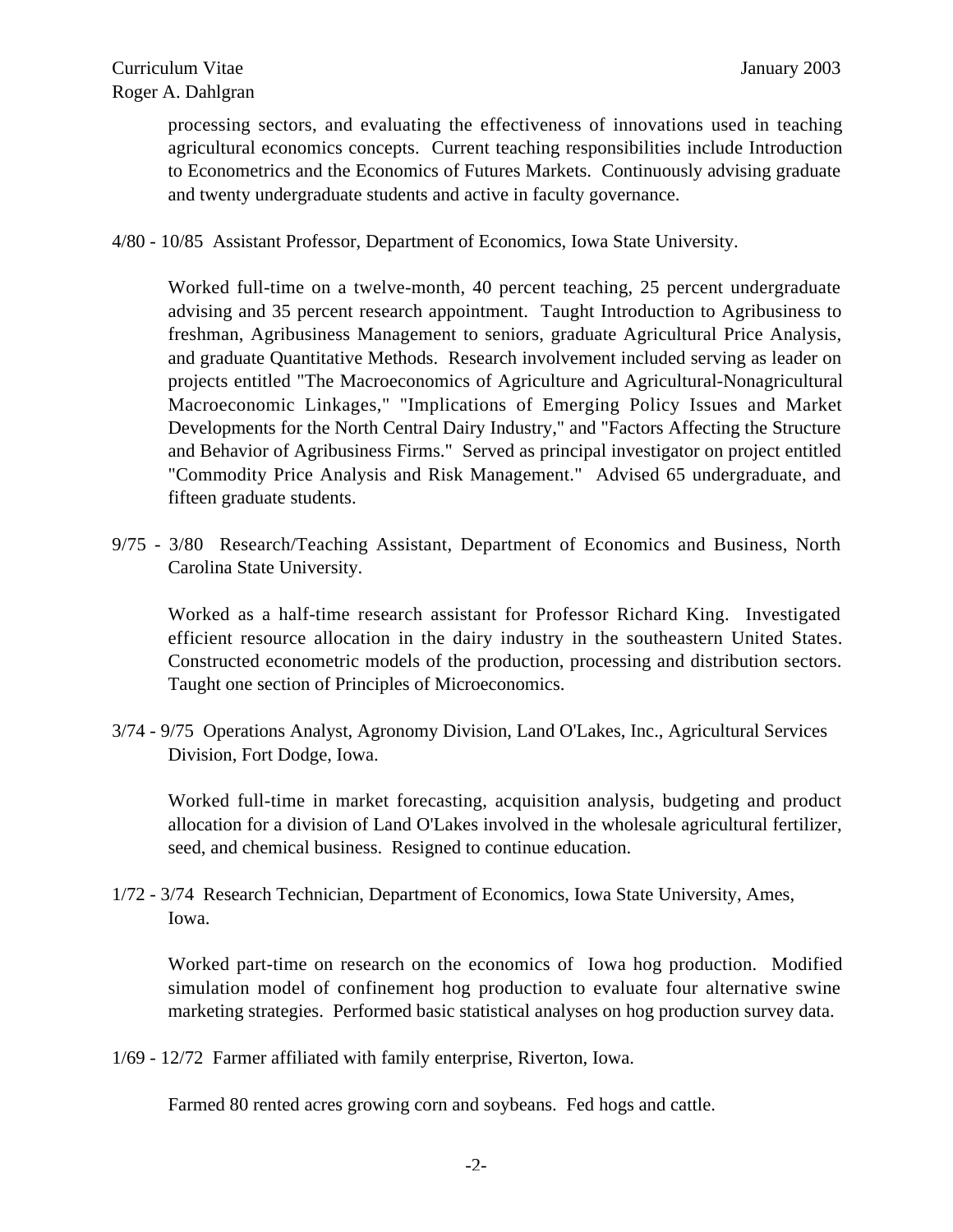processing sectors, and evaluating the effectiveness of innovations used in teaching agricultural economics concepts. Current teaching responsibilities include Introduction to Econometrics and the Economics of Futures Markets. Continuously advising graduate and twenty undergraduate students and active in faculty governance.

4/80 - 10/85 Assistant Professor, Department of Economics, Iowa State University.

Worked full-time on a twelve-month, 40 percent teaching, 25 percent undergraduate advising and 35 percent research appointment. Taught Introduction to Agribusiness to freshman, Agribusiness Management to seniors, graduate Agricultural Price Analysis, and graduate Quantitative Methods. Research involvement included serving as leader on projects entitled "The Macroeconomics of Agriculture and Agricultural-Nonagricultural Macroeconomic Linkages," "Implications of Emerging Policy Issues and Market Developments for the North Central Dairy Industry," and "Factors Affecting the Structure and Behavior of Agribusiness Firms." Served as principal investigator on project entitled "Commodity Price Analysis and Risk Management." Advised 65 undergraduate, and fifteen graduate students.

9/75 - 3/80 Research/Teaching Assistant, Department of Economics and Business, North Carolina State University.

Worked as a half-time research assistant for Professor Richard King. Investigated efficient resource allocation in the dairy industry in the southeastern United States. Constructed econometric models of the production, processing and distribution sectors. Taught one section of Principles of Microeconomics.

3/74 - 9/75 Operations Analyst, Agronomy Division, Land O'Lakes, Inc., Agricultural Services Division, Fort Dodge, Iowa.

Worked full-time in market forecasting, acquisition analysis, budgeting and product allocation for a division of Land O'Lakes involved in the wholesale agricultural fertilizer, seed, and chemical business. Resigned to continue education.

1/72 - 3/74 Research Technician, Department of Economics, Iowa State University, Ames, Iowa.

Worked part-time on research on the economics of Iowa hog production. Modified simulation model of confinement hog production to evaluate four alternative swine marketing strategies. Performed basic statistical analyses on hog production survey data.

1/69 - 12/72 Farmer affiliated with family enterprise, Riverton, Iowa.

Farmed 80 rented acres growing corn and soybeans. Fed hogs and cattle.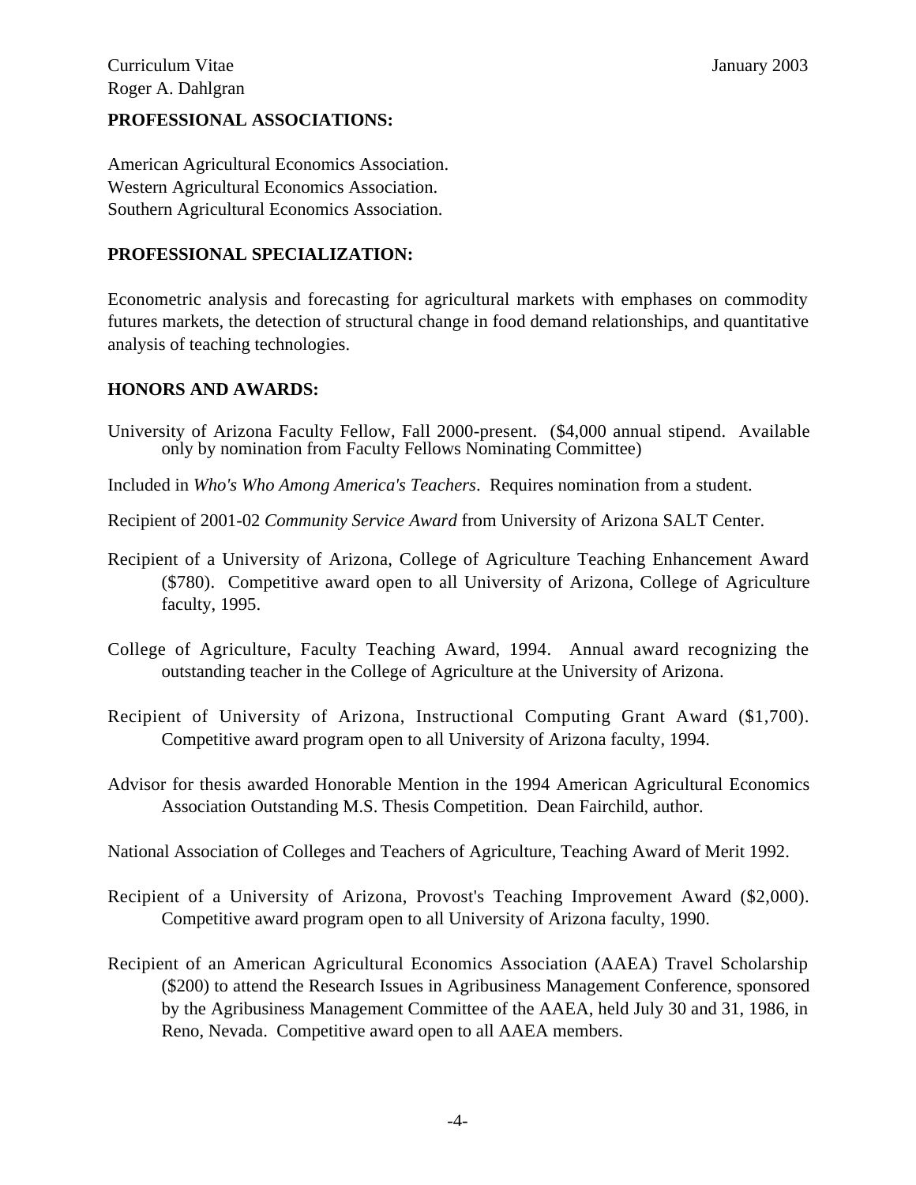## PROFESSIONAL ASSOCIATIONS:

American Agricultural Economics Association.
Western Agricultural Economics Association.
Southern Agricultural Economics Association.

## PROFESSIONAL SPECIALIZATION:

Econometric analysis and forecasting for agricultural markets with emphases on commodity futures markets, the detection of structural change in food demand relationships, and quantitative analysis of teaching technologies.

## HONORS AND AWARDS:

University of Arizona Faculty Fellow, Fall 2000-present. ($4,000 annual stipend. Available only by nomination from Faculty Fellows Nominating Committee)

Included in *Who's Who Among America's Teachers*. Requires nomination from a student.

Recipient of 2001-02 *Community Service Award* from University of Arizona SALT Center.

Recipient of a University of Arizona, College of Agriculture Teaching Enhancement Award ($780). Competitive award open to all University of Arizona, College of Agriculture faculty, 1995.

College of Agriculture, Faculty Teaching Award, 1994. Annual award recognizing the outstanding teacher in the College of Agriculture at the University of Arizona.

Recipient of University of Arizona, Instructional Computing Grant Award ($1,700). Competitive award program open to all University of Arizona faculty, 1994.

Advisor for thesis awarded Honorable Mention in the 1994 American Agricultural Economics Association Outstanding M.S. Thesis Competition. Dean Fairchild, author.

National Association of Colleges and Teachers of Agriculture, Teaching Award of Merit 1992.

Recipient of a University of Arizona, Provost's Teaching Improvement Award ($2,000). Competitive award program open to all University of Arizona faculty, 1990.

Recipient of an American Agricultural Economics Association (AAEA) Travel Scholarship ($200) to attend the Research Issues in Agribusiness Management Conference, sponsored by the Agribusiness Management Committee of the AAEA, held July 30 and 31, 1986, in Reno, Nevada. Competitive award open to all AAEA members.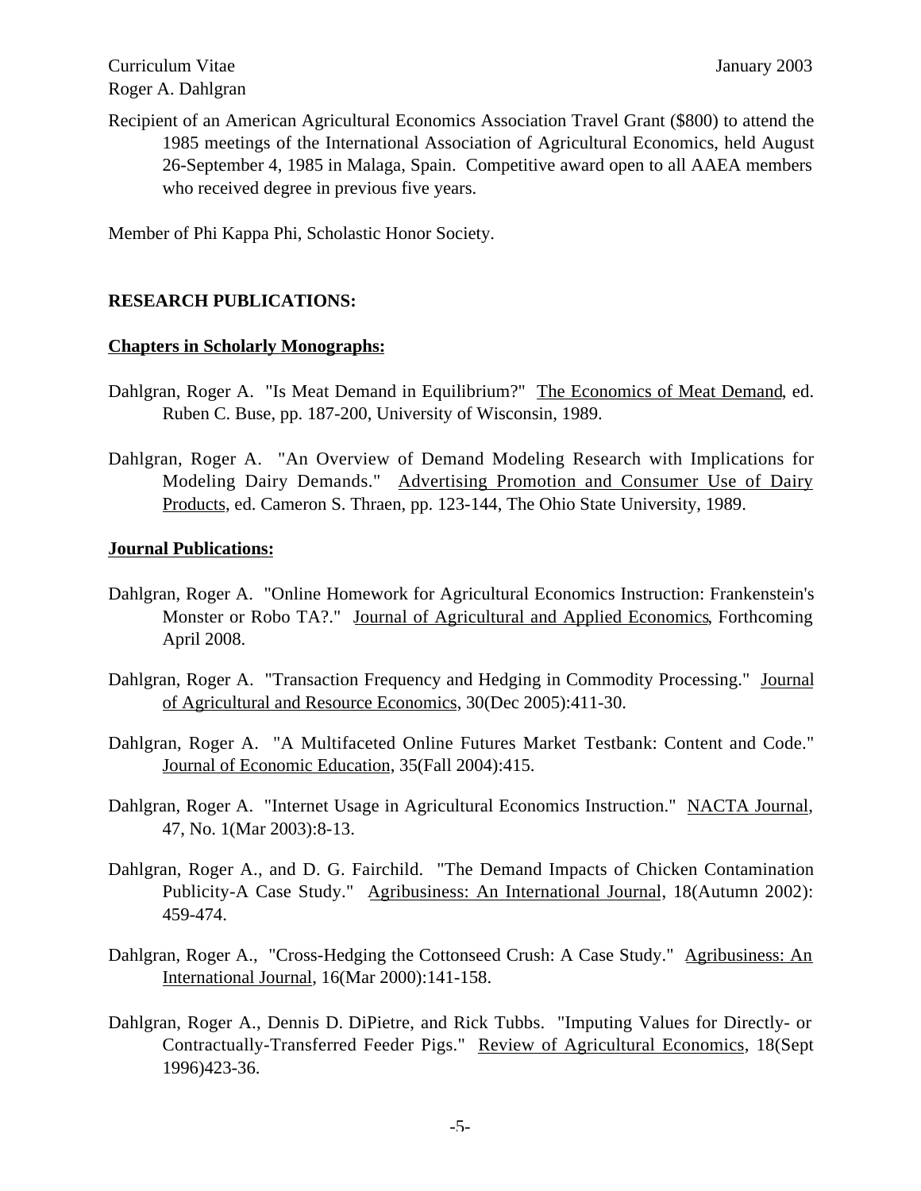Recipient of an American Agricultural Economics Association Travel Grant ($800) to attend the 1985 meetings of the International Association of Agricultural Economics, held August 26-September 4, 1985 in Malaga, Spain. Competitive award open to all AAEA members who received degree in previous five years.

Member of Phi Kappa Phi, Scholastic Honor Society.

## RESEARCH PUBLICATIONS:

### Chapters in Scholarly Monographs:

Dahlgran, Roger A. "Is Meat Demand in Equilibrium?" The Economics of Meat Demand, ed. Ruben C. Buse, pp. 187-200, University of Wisconsin, 1989.

Dahlgran, Roger A. "An Overview of Demand Modeling Research with Implications for Modeling Dairy Demands." Advertising Promotion and Consumer Use of Dairy Products, ed. Cameron S. Thraen, pp. 123-144, The Ohio State University, 1989.

### Journal Publications:

Dahlgran, Roger A. "Online Homework for Agricultural Economics Instruction: Frankenstein's Monster or Robo TA?." Journal of Agricultural and Applied Economics, Forthcoming April 2008.

Dahlgran, Roger A. "Transaction Frequency and Hedging in Commodity Processing." Journal of Agricultural and Resource Economics, 30(Dec 2005):411-30.

Dahlgran, Roger A. "A Multifaceted Online Futures Market Testbank: Content and Code." Journal of Economic Education, 35(Fall 2004):415.

Dahlgran, Roger A. "Internet Usage in Agricultural Economics Instruction." NACTA Journal, 47, No. 1(Mar 2003):8-13.

Dahlgran, Roger A., and D. G. Fairchild. "The Demand Impacts of Chicken Contamination Publicity-A Case Study." Agribusiness: An International Journal, 18(Autumn 2002): 459-474.

Dahlgran, Roger A., "Cross-Hedging the Cottonseed Crush: A Case Study." Agribusiness: An International Journal, 16(Mar 2000):141-158.

Dahlgran, Roger A., Dennis D. DiPietre, and Rick Tubbs. "Imputing Values for Directly- or Contractually-Transferred Feeder Pigs." Review of Agricultural Economics, 18(Sept 1996)423-36.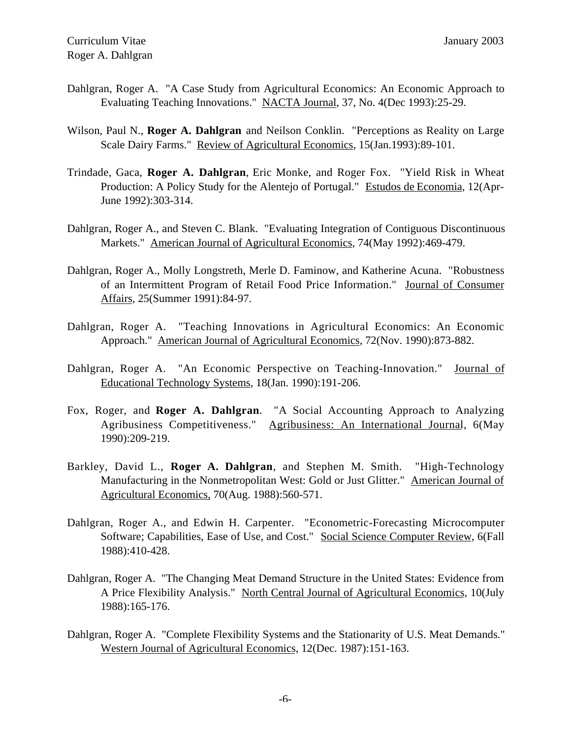Dahlgran, Roger A. "A Case Study from Agricultural Economics: An Economic Approach to Evaluating Teaching Innovations." NACTA Journal, 37, No. 4(Dec 1993):25-29.

Wilson, Paul N., **Roger A. Dahlgran** and Neilson Conklin. "Perceptions as Reality on Large Scale Dairy Farms." Review of Agricultural Economics, 15(Jan.1993):89-101.

Trindade, Gaca, **Roger A. Dahlgran**, Eric Monke, and Roger Fox. "Yield Risk in Wheat Production: A Policy Study for the Alentejo of Portugal." Estudos de Economia, 12(Apr-June 1992):303-314.

Dahlgran, Roger A., and Steven C. Blank. "Evaluating Integration of Contiguous Discontinuous Markets." American Journal of Agricultural Economics, 74(May 1992):469-479.

Dahlgran, Roger A., Molly Longstreth, Merle D. Faminow, and Katherine Acuna. "Robustness of an Intermittent Program of Retail Food Price Information." Journal of Consumer Affairs, 25(Summer 1991):84-97.

Dahlgran, Roger A. "Teaching Innovations in Agricultural Economics: An Economic Approach." American Journal of Agricultural Economics, 72(Nov. 1990):873-882.

Dahlgran, Roger A. "An Economic Perspective on Teaching-Innovation." Journal of Educational Technology Systems, 18(Jan. 1990):191-206.

Fox, Roger, and **Roger A. Dahlgran**. "A Social Accounting Approach to Analyzing Agribusiness Competitiveness." Agribusiness: An International Journal, 6(May 1990):209-219.

Barkley, David L., **Roger A. Dahlgran**, and Stephen M. Smith. "High-Technology Manufacturing in the Nonmetropolitan West: Gold or Just Glitter." American Journal of Agricultural Economics, 70(Aug. 1988):560-571.

Dahlgran, Roger A., and Edwin H. Carpenter. "Econometric-Forecasting Microcomputer Software; Capabilities, Ease of Use, and Cost." Social Science Computer Review, 6(Fall 1988):410-428.

Dahlgran, Roger A. "The Changing Meat Demand Structure in the United States: Evidence from A Price Flexibility Analysis." North Central Journal of Agricultural Economics, 10(July 1988):165-176.

Dahlgran, Roger A. "Complete Flexibility Systems and the Stationarity of U.S. Meat Demands." Western Journal of Agricultural Economics, 12(Dec. 1987):151-163.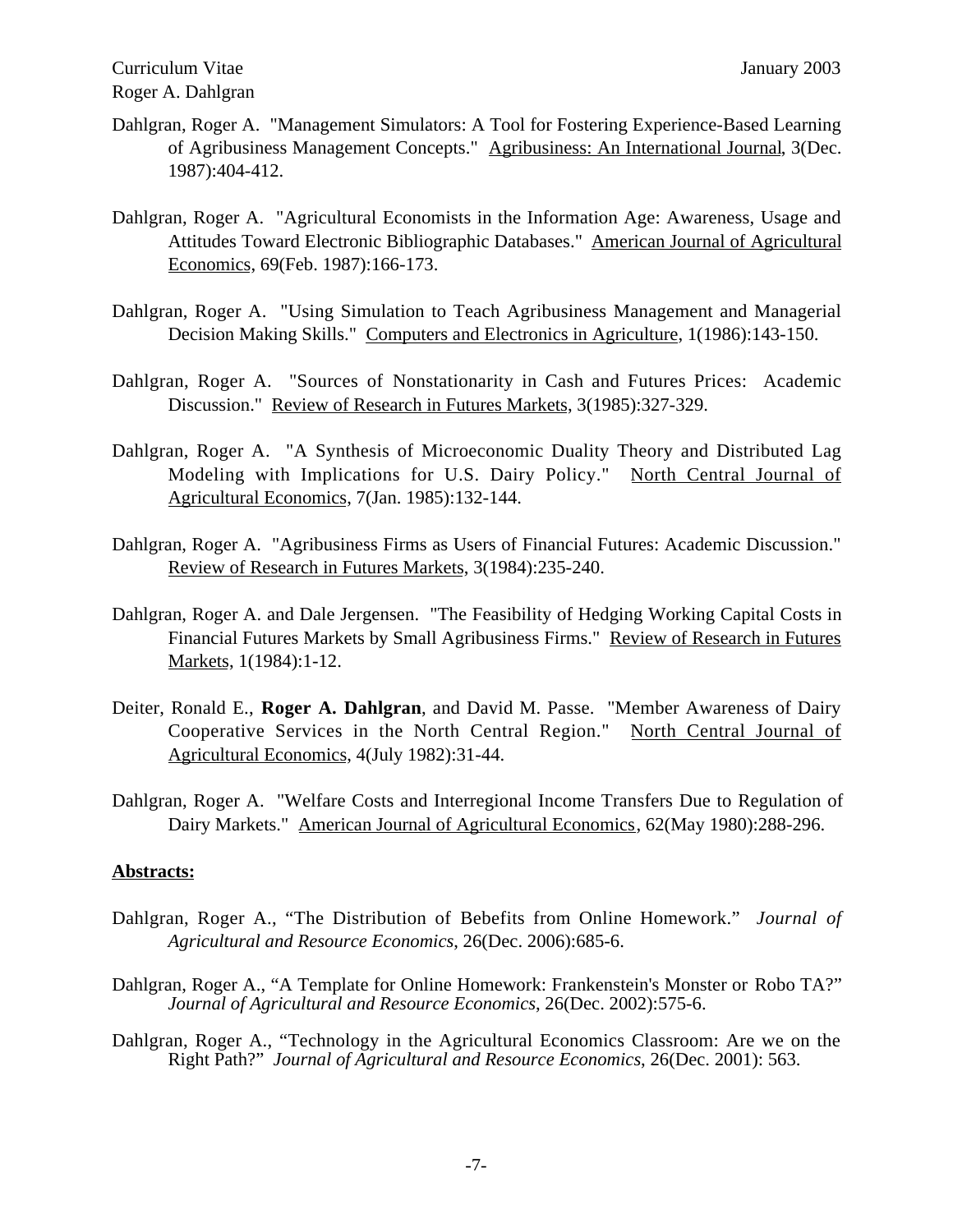Dahlgran, Roger A. "Management Simulators: A Tool for Fostering Experience-Based Learning of Agribusiness Management Concepts." Agribusiness: An International Journal, 3(Dec. 1987):404-412.

Dahlgran, Roger A. "Agricultural Economists in the Information Age: Awareness, Usage and Attitudes Toward Electronic Bibliographic Databases." American Journal of Agricultural Economics, 69(Feb. 1987):166-173.

Dahlgran, Roger A. "Using Simulation to Teach Agribusiness Management and Managerial Decision Making Skills." Computers and Electronics in Agriculture, 1(1986):143-150.

Dahlgran, Roger A. "Sources of Nonstationarity in Cash and Futures Prices: Academic Discussion." Review of Research in Futures Markets, 3(1985):327-329.

Dahlgran, Roger A. "A Synthesis of Microeconomic Duality Theory and Distributed Lag Modeling with Implications for U.S. Dairy Policy." North Central Journal of Agricultural Economics, 7(Jan. 1985):132-144.

Dahlgran, Roger A. "Agribusiness Firms as Users of Financial Futures: Academic Discussion." Review of Research in Futures Markets, 3(1984):235-240.

Dahlgran, Roger A. and Dale Jergensen. "The Feasibility of Hedging Working Capital Costs in Financial Futures Markets by Small Agribusiness Firms." Review of Research in Futures Markets, 1(1984):1-12.

Deiter, Ronald E., **Roger A. Dahlgran**, and David M. Passe. "Member Awareness of Dairy Cooperative Services in the North Central Region." North Central Journal of Agricultural Economics, 4(July 1982):31-44.

Dahlgran, Roger A. "Welfare Costs and Interregional Income Transfers Due to Regulation of Dairy Markets." American Journal of Agricultural Economics, 62(May 1980):288-296.

**Abstracts:**

Dahlgran, Roger A., "The Distribution of Bebefits from Online Homework." *Journal of Agricultural and Resource Economics*, 26(Dec. 2006):685-6.

Dahlgran, Roger A., "A Template for Online Homework: Frankenstein's Monster or Robo TA?" *Journal of Agricultural and Resource Economics*, 26(Dec. 2002):575-6.

Dahlgran, Roger A., "Technology in the Agricultural Economics Classroom: Are we on the Right Path?" *Journal of Agricultural and Resource Economics*, 26(Dec. 2001): 563.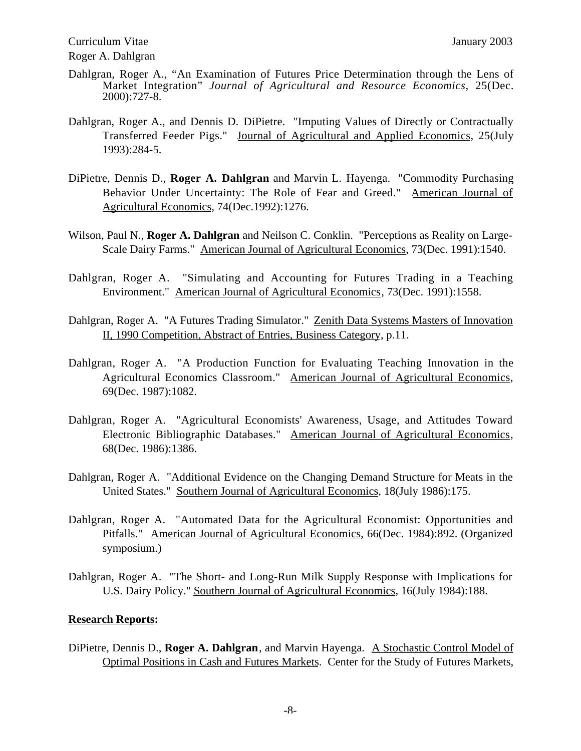Dahlgran, Roger A., "An Examination of Futures Price Determination through the Lens of Market Integration" *Journal of Agricultural and Resource Economics*, 25(Dec. 2000):727-8.

Dahlgran, Roger A., and Dennis D. DiPietre. "Imputing Values of Directly or Contractually Transferred Feeder Pigs." Journal of Agricultural and Applied Economics, 25(July 1993):284-5.

DiPietre, Dennis D., **Roger A. Dahlgran** and Marvin L. Hayenga. "Commodity Purchasing Behavior Under Uncertainty: The Role of Fear and Greed." American Journal of Agricultural Economics, 74(Dec.1992):1276.

Wilson, Paul N., **Roger A. Dahlgran** and Neilson C. Conklin. "Perceptions as Reality on Large-Scale Dairy Farms." American Journal of Agricultural Economics, 73(Dec. 1991):1540.

Dahlgran, Roger A. "Simulating and Accounting for Futures Trading in a Teaching Environment." American Journal of Agricultural Economics, 73(Dec. 1991):1558.

Dahlgran, Roger A. "A Futures Trading Simulator." Zenith Data Systems Masters of Innovation II, 1990 Competition, Abstract of Entries, Business Category, p.11.

Dahlgran, Roger A. "A Production Function for Evaluating Teaching Innovation in the Agricultural Economics Classroom." American Journal of Agricultural Economics, 69(Dec. 1987):1082.

Dahlgran, Roger A. "Agricultural Economists' Awareness, Usage, and Attitudes Toward Electronic Bibliographic Databases." American Journal of Agricultural Economics, 68(Dec. 1986):1386.

Dahlgran, Roger A. "Additional Evidence on the Changing Demand Structure for Meats in the United States." Southern Journal of Agricultural Economics, 18(July 1986):175.

Dahlgran, Roger A. "Automated Data for the Agricultural Economist: Opportunities and Pitfalls." American Journal of Agricultural Economics, 66(Dec. 1984):892. (Organized symposium.)

Dahlgran, Roger A. "The Short- and Long-Run Milk Supply Response with Implications for U.S. Dairy Policy." Southern Journal of Agricultural Economics, 16(July 1984):188.

**Research Reports:**

DiPietre, Dennis D., **Roger A. Dahlgran**, and Marvin Hayenga. A Stochastic Control Model of Optimal Positions in Cash and Futures Markets. Center for the Study of Futures Markets,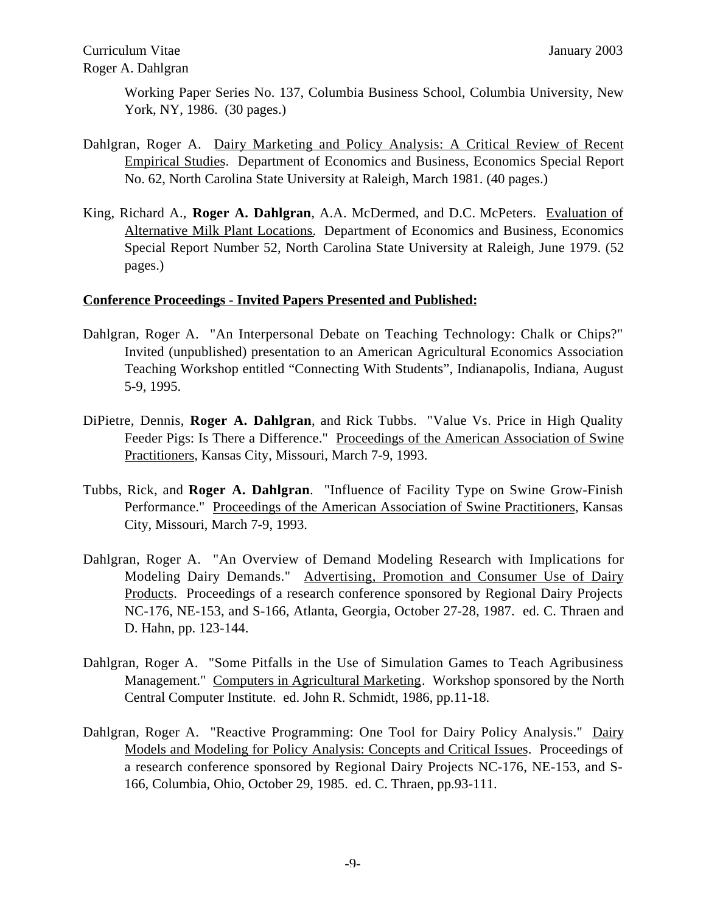Working Paper Series No. 137, Columbia Business School, Columbia University, New York, NY, 1986. (30 pages.)

Dahlgran, Roger A. <u>Dairy Marketing and Policy Analysis: A Critical Review of Recent Empirical Studies</u>. Department of Economics and Business, Economics Special Report No. 62, North Carolina State University at Raleigh, March 1981. (40 pages.)

King, Richard A., **Roger A. Dahlgran**, A.A. McDermed, and D.C. McPeters. <u>Evaluation of Alternative Milk Plant Locations</u>. Department of Economics and Business, Economics Special Report Number 52, North Carolina State University at Raleigh, June 1979. (52 pages.)

**<u>Conference Proceedings - Invited Papers Presented and Published:</u>**

Dahlgran, Roger A. "An Interpersonal Debate on Teaching Technology: Chalk or Chips?" Invited (unpublished) presentation to an American Agricultural Economics Association Teaching Workshop entitled "Connecting With Students", Indianapolis, Indiana, August 5-9, 1995.

DiPietre, Dennis, **Roger A. Dahlgran**, and Rick Tubbs. "Value Vs. Price in High Quality Feeder Pigs: Is There a Difference." <u>Proceedings of the American Association of Swine Practitioners</u>, Kansas City, Missouri, March 7-9, 1993.

Tubbs, Rick, and **Roger A. Dahlgran**. "Influence of Facility Type on Swine Grow-Finish Performance." <u>Proceedings of the American Association of Swine Practitioners</u>, Kansas City, Missouri, March 7-9, 1993.

Dahlgran, Roger A. "An Overview of Demand Modeling Research with Implications for Modeling Dairy Demands." <u>Advertising, Promotion and Consumer Use of Dairy Products</u>. Proceedings of a research conference sponsored by Regional Dairy Projects NC-176, NE-153, and S-166, Atlanta, Georgia, October 27-28, 1987. ed. C. Thraen and D. Hahn, pp. 123-144.

Dahlgran, Roger A. "Some Pitfalls in the Use of Simulation Games to Teach Agribusiness Management." <u>Computers in Agricultural Marketing</u>. Workshop sponsored by the North Central Computer Institute. ed. John R. Schmidt, 1986, pp.11-18.

Dahlgran, Roger A. "Reactive Programming: One Tool for Dairy Policy Analysis." <u>Dairy Models and Modeling for Policy Analysis: Concepts and Critical Issues</u>. Proceedings of a research conference sponsored by Regional Dairy Projects NC-176, NE-153, and S-166, Columbia, Ohio, October 29, 1985. ed. C. Thraen, pp.93-111.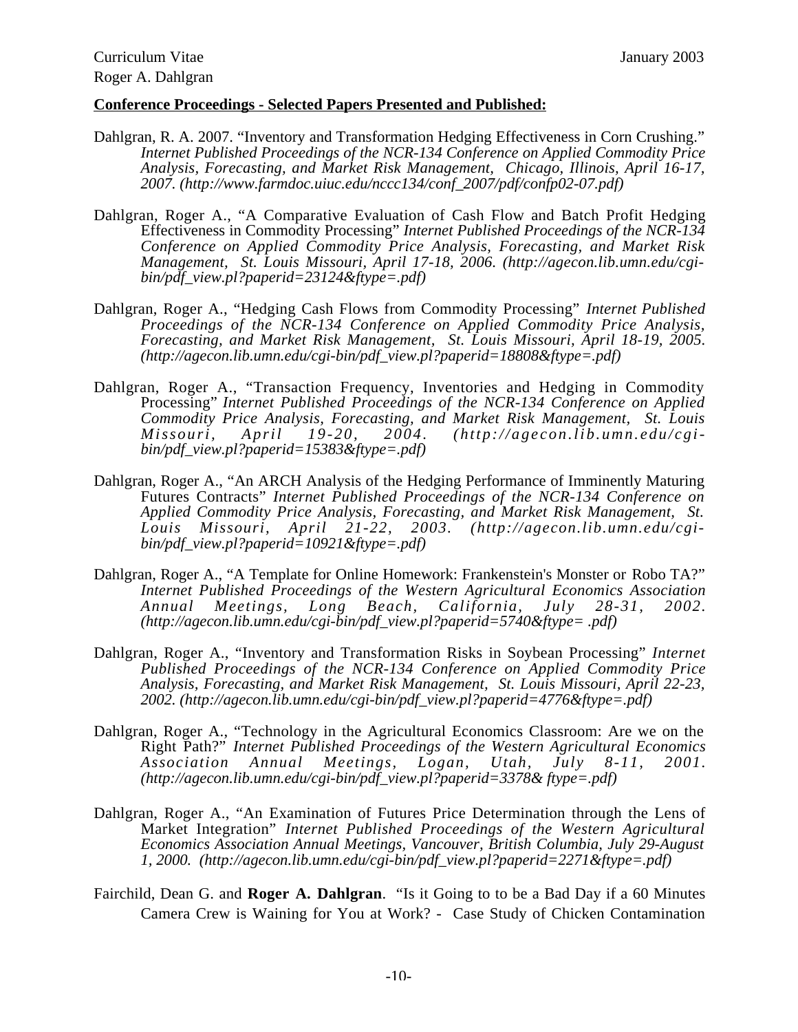**Conference Proceedings - Selected Papers Presented and Published:**

Dahlgran, R. A. 2007. "Inventory and Transformation Hedging Effectiveness in Corn Crushing." *Internet Published Proceedings of the NCR-134 Conference on Applied Commodity Price Analysis, Forecasting, and Market Risk Management, Chicago, Illinois, April 16-17, 2007. (http://www.farmdoc.uiuc.edu/nccc134/conf_2007/pdf/confp02-07.pdf)*

Dahlgran, Roger A., "A Comparative Evaluation of Cash Flow and Batch Profit Hedging Effectiveness in Commodity Processing" *Internet Published Proceedings of the NCR-134 Conference on Applied Commodity Price Analysis, Forecasting, and Market Risk Management, St. Louis Missouri, April 17-18, 2006. (http://agecon.lib.umn.edu/cgi-bin/pdf_view.pl?paperid=23124&ftype=.pdf)*

Dahlgran, Roger A., "Hedging Cash Flows from Commodity Processing" *Internet Published Proceedings of the NCR-134 Conference on Applied Commodity Price Analysis, Forecasting, and Market Risk Management, St. Louis Missouri, April 18-19, 2005. (http://agecon.lib.umn.edu/cgi-bin/pdf_view.pl?paperid=18808&ftype=.pdf)*

Dahlgran, Roger A., "Transaction Frequency, Inventories and Hedging in Commodity Processing" *Internet Published Proceedings of the NCR-134 Conference on Applied Commodity Price Analysis, Forecasting, and Market Risk Management, St. Louis Missouri, April 19-20, 2004. (http://agecon.lib.umn.edu/cgi-bin/pdf_view.pl?paperid=15383&ftype=.pdf)*

Dahlgran, Roger A., "An ARCH Analysis of the Hedging Performance of Imminently Maturing Futures Contracts" *Internet Published Proceedings of the NCR-134 Conference on Applied Commodity Price Analysis, Forecasting, and Market Risk Management, St. Louis Missouri, April 21-22, 2003. (http://agecon.lib.umn.edu/cgi-bin/pdf_view.pl?paperid=10921&ftype=.pdf)*

Dahlgran, Roger A., "A Template for Online Homework: Frankenstein's Monster or Robo TA?" *Internet Published Proceedings of the Western Agricultural Economics Association Annual Meetings, Long Beach, California, July 28-31, 2002. (http://agecon.lib.umn.edu/cgi-bin/pdf_view.pl?paperid=5740&ftype= .pdf)*

Dahlgran, Roger A., "Inventory and Transformation Risks in Soybean Processing" *Internet Published Proceedings of the NCR-134 Conference on Applied Commodity Price Analysis, Forecasting, and Market Risk Management, St. Louis Missouri, April 22-23, 2002. (http://agecon.lib.umn.edu/cgi-bin/pdf_view.pl?paperid=4776&ftype=.pdf)*

Dahlgran, Roger A., "Technology in the Agricultural Economics Classroom: Are we on the Right Path?" *Internet Published Proceedings of the Western Agricultural Economics Association Annual Meetings, Logan, Utah, July 8-11, 2001. (http://agecon.lib.umn.edu/cgi-bin/pdf_view.pl?paperid=3378& ftype=.pdf)*

Dahlgran, Roger A., "An Examination of Futures Price Determination through the Lens of Market Integration" *Internet Published Proceedings of the Western Agricultural Economics Association Annual Meetings, Vancouver, British Columbia, July 29-August 1, 2000. (http://agecon.lib.umn.edu/cgi-bin/pdf_view.pl?paperid=2271&ftype=.pdf)*

Fairchild, Dean G. and **Roger A. Dahlgran**. "Is it Going to to be a Bad Day if a 60 Minutes Camera Crew is Waining for You at Work? - Case Study of Chicken Contamination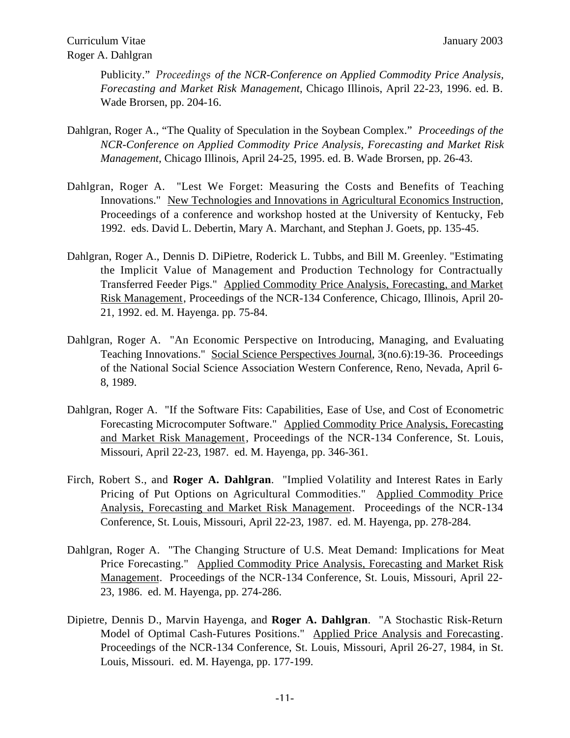Publicity." *Proceedings of the NCR-Conference on Applied Commodity Price Analysis, Forecasting and Market Risk Management*, Chicago Illinois, April 22-23, 1996. ed. B. Wade Brorsen, pp. 204-16.

Dahlgran, Roger A., "The Quality of Speculation in the Soybean Complex." *Proceedings of the NCR-Conference on Applied Commodity Price Analysis, Forecasting and Market Risk Management*, Chicago Illinois, April 24-25, 1995. ed. B. Wade Brorsen, pp. 26-43.

Dahlgran, Roger A. "Lest We Forget: Measuring the Costs and Benefits of Teaching Innovations." <u>New Technologies and Innovations in Agricultural Economics Instruction</u>, Proceedings of a conference and workshop hosted at the University of Kentucky, Feb 1992. eds. David L. Debertin, Mary A. Marchant, and Stephan J. Goets, pp. 135-45.

Dahlgran, Roger A., Dennis D. DiPietre, Roderick L. Tubbs, and Bill M. Greenley. "Estimating the Implicit Value of Management and Production Technology for Contractually Transferred Feeder Pigs." <u>Applied Commodity Price Analysis, Forecasting, and Market Risk Management</u>, Proceedings of the NCR-134 Conference, Chicago, Illinois, April 20-21, 1992. ed. M. Hayenga. pp. 75-84.

Dahlgran, Roger A. "An Economic Perspective on Introducing, Managing, and Evaluating Teaching Innovations." <u>Social Science Perspectives Journal</u>, 3(no.6):19-36. Proceedings of the National Social Science Association Western Conference, Reno, Nevada, April 6-8, 1989.

Dahlgran, Roger A. "If the Software Fits: Capabilities, Ease of Use, and Cost of Econometric Forecasting Microcomputer Software." <u>Applied Commodity Price Analysis, Forecasting and Market Risk Management</u>, Proceedings of the NCR-134 Conference, St. Louis, Missouri, April 22-23, 1987. ed. M. Hayenga, pp. 346-361.

Firch, Robert S., and **Roger A. Dahlgran**. "Implied Volatility and Interest Rates in Early Pricing of Put Options on Agricultural Commodities." <u>Applied Commodity Price Analysis, Forecasting and Market Risk Management</u>. Proceedings of the NCR-134 Conference, St. Louis, Missouri, April 22-23, 1987. ed. M. Hayenga, pp. 278-284.

Dahlgran, Roger A. "The Changing Structure of U.S. Meat Demand: Implications for Meat Price Forecasting." <u>Applied Commodity Price Analysis, Forecasting and Market Risk Management</u>. Proceedings of the NCR-134 Conference, St. Louis, Missouri, April 22-23, 1986. ed. M. Hayenga, pp. 274-286.

Dipietre, Dennis D., Marvin Hayenga, and **Roger A. Dahlgran**. "A Stochastic Risk-Return Model of Optimal Cash-Futures Positions." <u>Applied Price Analysis and Forecasting</u>. Proceedings of the NCR-134 Conference, St. Louis, Missouri, April 26-27, 1984, in St. Louis, Missouri. ed. M. Hayenga, pp. 177-199.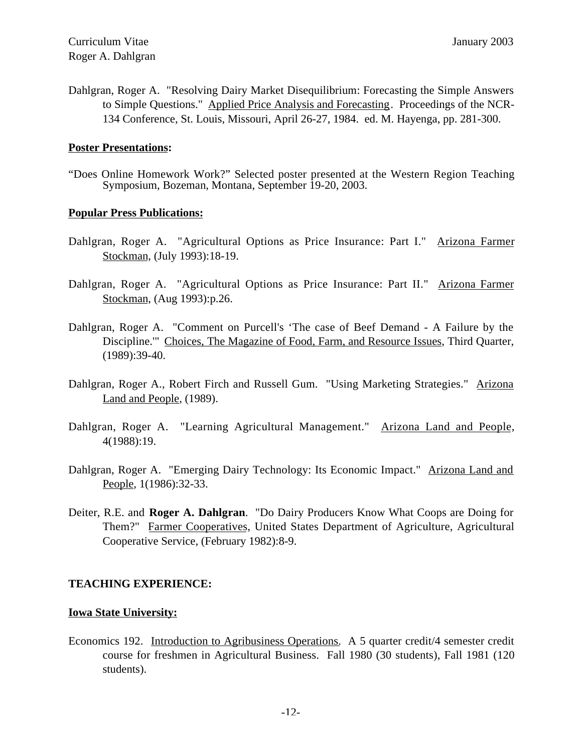Dahlgran, Roger A. "Resolving Dairy Market Disequilibrium: Forecasting the Simple Answers to Simple Questions." Applied Price Analysis and Forecasting. Proceedings of the NCR-134 Conference, St. Louis, Missouri, April 26-27, 1984. ed. M. Hayenga, pp. 281-300.

**Poster Presentations:**

"Does Online Homework Work?" Selected poster presented at the Western Region Teaching Symposium, Bozeman, Montana, September 19-20, 2003.

**Popular Press Publications:**

Dahlgran, Roger A. "Agricultural Options as Price Insurance: Part I." Arizona Farmer Stockman, (July 1993):18-19.

Dahlgran, Roger A. "Agricultural Options as Price Insurance: Part II." Arizona Farmer Stockman, (Aug 1993):p.26.

Dahlgran, Roger A. "Comment on Purcell's 'The case of Beef Demand - A Failure by the Discipline.'" Choices, The Magazine of Food, Farm, and Resource Issues, Third Quarter, (1989):39-40.

Dahlgran, Roger A., Robert Firch and Russell Gum. "Using Marketing Strategies." Arizona Land and People, (1989).

Dahlgran, Roger A. "Learning Agricultural Management." Arizona Land and People, 4(1988):19.

Dahlgran, Roger A. "Emerging Dairy Technology: Its Economic Impact." Arizona Land and People, 1(1986):32-33.

Deiter, R.E. and **Roger A. Dahlgran**. "Do Dairy Producers Know What Coops are Doing for Them?" Farmer Cooperatives, United States Department of Agriculture, Agricultural Cooperative Service, (February 1982):8-9.

## TEACHING EXPERIENCE:

**Iowa State University:**

Economics 192. Introduction to Agribusiness Operations. A 5 quarter credit/4 semester credit course for freshmen in Agricultural Business. Fall 1980 (30 students), Fall 1981 (120 students).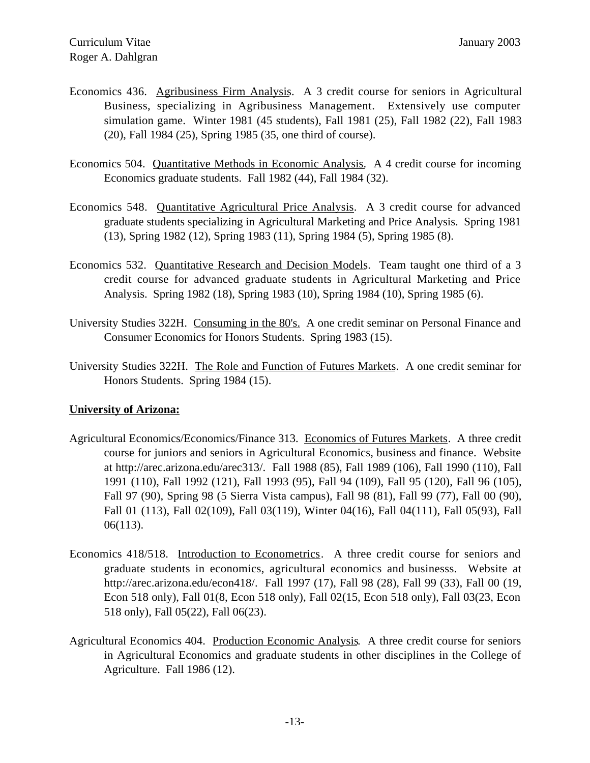Economics 436. <u>Agribusiness Firm Analysis</u>. A 3 credit course for seniors in Agricultural Business, specializing in Agribusiness Management. Extensively use computer simulation game. Winter 1981 (45 students), Fall 1981 (25), Fall 1982 (22), Fall 1983 (20), Fall 1984 (25), Spring 1985 (35, one third of course).

Economics 504. <u>Quantitative Methods in Economic Analysis</u>. A 4 credit course for incoming Economics graduate students. Fall 1982 (44), Fall 1984 (32).

Economics 548. <u>Quantitative Agricultural Price Analysis</u>. A 3 credit course for advanced graduate students specializing in Agricultural Marketing and Price Analysis. Spring 1981 (13), Spring 1982 (12), Spring 1983 (11), Spring 1984 (5), Spring 1985 (8).

Economics 532. <u>Quantitative Research and Decision Models</u>. Team taught one third of a 3 credit course for advanced graduate students in Agricultural Marketing and Price Analysis. Spring 1982 (18), Spring 1983 (10), Spring 1984 (10), Spring 1985 (6).

University Studies 322H. <u>Consuming in the 80's.</u> A one credit seminar on Personal Finance and Consumer Economics for Honors Students. Spring 1983 (15).

University Studies 322H. <u>The Role and Function of Futures Markets</u>. A one credit seminar for Honors Students. Spring 1984 (15).

**<u>University of Arizona:</u>**

Agricultural Economics/Economics/Finance 313. <u>Economics of Futures Markets</u>. A three credit course for juniors and seniors in Agricultural Economics, business and finance. Website at http://arec.arizona.edu/arec313/. Fall 1988 (85), Fall 1989 (106), Fall 1990 (110), Fall 1991 (110), Fall 1992 (121), Fall 1993 (95), Fall 94 (109), Fall 95 (120), Fall 96 (105), Fall 97 (90), Spring 98 (5 Sierra Vista campus), Fall 98 (81), Fall 99 (77), Fall 00 (90), Fall 01 (113), Fall 02(109), Fall 03(119), Winter 04(16), Fall 04(111), Fall 05(93), Fall 06(113).

Economics 418/518. <u>Introduction to Econometrics</u>. A three credit course for seniors and graduate students in economics, agricultural economics and businesss. Website at http://arec.arizona.edu/econ418/. Fall 1997 (17), Fall 98 (28), Fall 99 (33), Fall 00 (19, Econ 518 only), Fall 01(8, Econ 518 only), Fall 02(15, Econ 518 only), Fall 03(23, Econ 518 only), Fall 05(22), Fall 06(23).

Agricultural Economics 404. <u>Production Economic Analysis</u>. A three credit course for seniors in Agricultural Economics and graduate students in other disciplines in the College of Agriculture. Fall 1986 (12).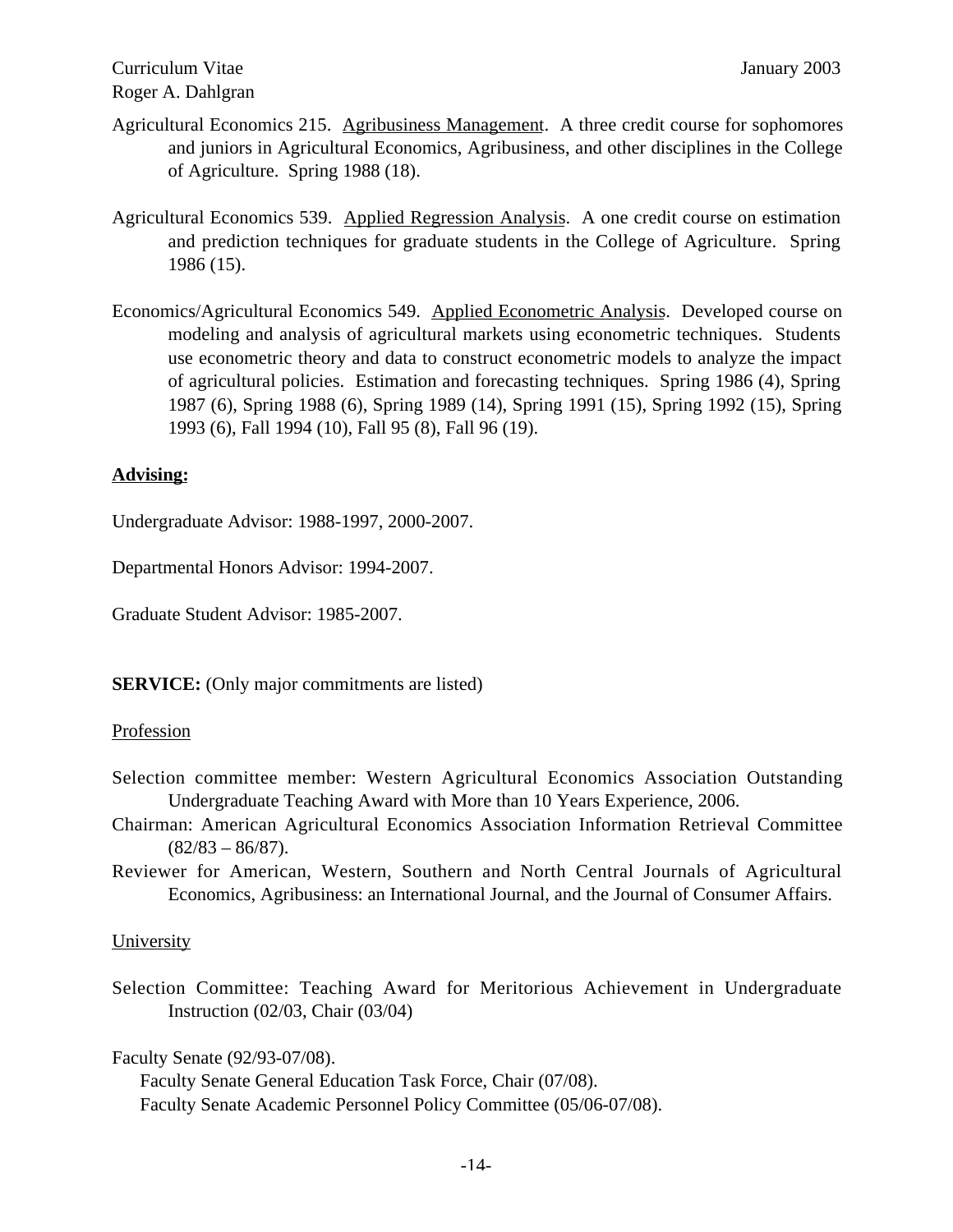Agricultural Economics 215. Agribusiness Management. A three credit course for sophomores and juniors in Agricultural Economics, Agribusiness, and other disciplines in the College of Agriculture. Spring 1988 (18).

Agricultural Economics 539. Applied Regression Analysis. A one credit course on estimation and prediction techniques for graduate students in the College of Agriculture. Spring 1986 (15).

Economics/Agricultural Economics 549. Applied Econometric Analysis. Developed course on modeling and analysis of agricultural markets using econometric techniques. Students use econometric theory and data to construct econometric models to analyze the impact of agricultural policies. Estimation and forecasting techniques. Spring 1986 (4), Spring 1987 (6), Spring 1988 (6), Spring 1989 (14), Spring 1991 (15), Spring 1992 (15), Spring 1993 (6), Fall 1994 (10), Fall 95 (8), Fall 96 (19).

**Advising:**

Undergraduate Advisor: 1988-1997, 2000-2007.

Departmental Honors Advisor: 1994-2007.

Graduate Student Advisor: 1985-2007.

**SERVICE:** (Only major commitments are listed)

Profession

Selection committee member: Western Agricultural Economics Association Outstanding Undergraduate Teaching Award with More than 10 Years Experience, 2006.

Chairman: American Agricultural Economics Association Information Retrieval Committee (82/83 – 86/87).

Reviewer for American, Western, Southern and North Central Journals of Agricultural Economics, Agribusiness: an International Journal, and the Journal of Consumer Affairs.

University

Selection Committee: Teaching Award for Meritorious Achievement in Undergraduate Instruction (02/03, Chair (03/04)

Faculty Senate (92/93-07/08).

- Faculty Senate General Education Task Force, Chair (07/08).
- Faculty Senate Academic Personnel Policy Committee (05/06-07/08).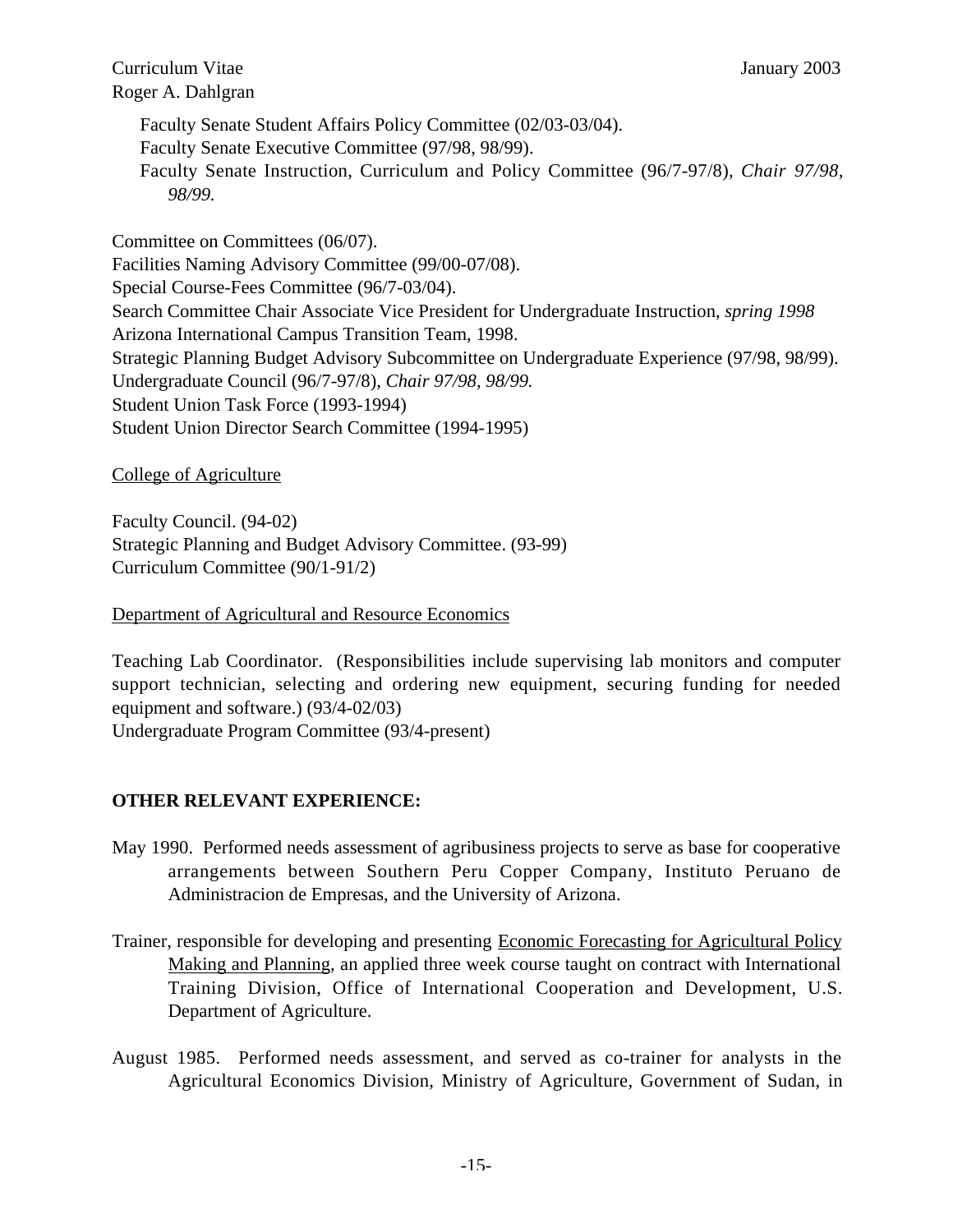Faculty Senate Student Affairs Policy Committee (02/03-03/04).
Faculty Senate Executive Committee (97/98, 98/99).
Faculty Senate Instruction, Curriculum and Policy Committee (96/7-97/8), *Chair 97/98, 98/99.*

Committee on Committees (06/07).
Facilities Naming Advisory Committee (99/00-07/08).
Special Course-Fees Committee (96/7-03/04).
Search Committee Chair Associate Vice President for Undergraduate Instruction, *spring 1998*
Arizona International Campus Transition Team, 1998.
Strategic Planning Budget Advisory Subcommittee on Undergraduate Experience (97/98, 98/99).
Undergraduate Council (96/7-97/8), *Chair 97/98, 98/99.*
Student Union Task Force (1993-1994)
Student Union Director Search Committee (1994-1995)

College of Agriculture

Faculty Council. (94-02)
Strategic Planning and Budget Advisory Committee. (93-99)
Curriculum Committee (90/1-91/2)

Department of Agricultural and Resource Economics

Teaching Lab Coordinator. (Responsibilities include supervising lab monitors and computer support technician, selecting and ordering new equipment, securing funding for needed equipment and software.) (93/4-02/03)
Undergraduate Program Committee (93/4-present)

**OTHER RELEVANT EXPERIENCE:**

May 1990. Performed needs assessment of agribusiness projects to serve as base for cooperative arrangements between Southern Peru Copper Company, Instituto Peruano de Administracion de Empresas, and the University of Arizona.

Trainer, responsible for developing and presenting Economic Forecasting for Agricultural Policy Making and Planning, an applied three week course taught on contract with International Training Division, Office of International Cooperation and Development, U.S. Department of Agriculture.

August 1985. Performed needs assessment, and served as co-trainer for analysts in the Agricultural Economics Division, Ministry of Agriculture, Government of Sudan, in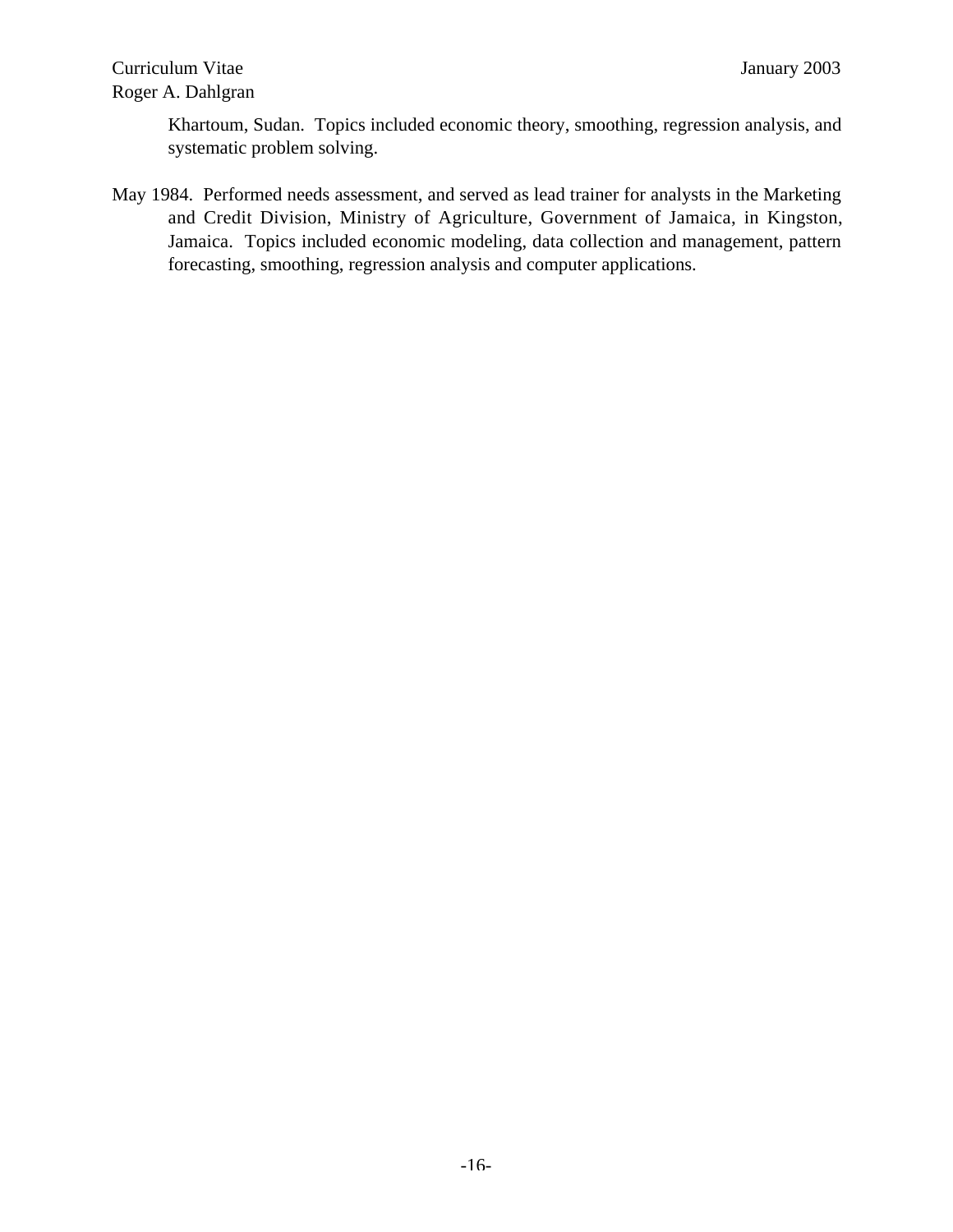Khartoum, Sudan. Topics included economic theory, smoothing, regression analysis, and systematic problem solving.

May 1984. Performed needs assessment, and served as lead trainer for analysts in the Marketing and Credit Division, Ministry of Agriculture, Government of Jamaica, in Kingston, Jamaica. Topics included economic modeling, data collection and management, pattern forecasting, smoothing, regression analysis and computer applications.